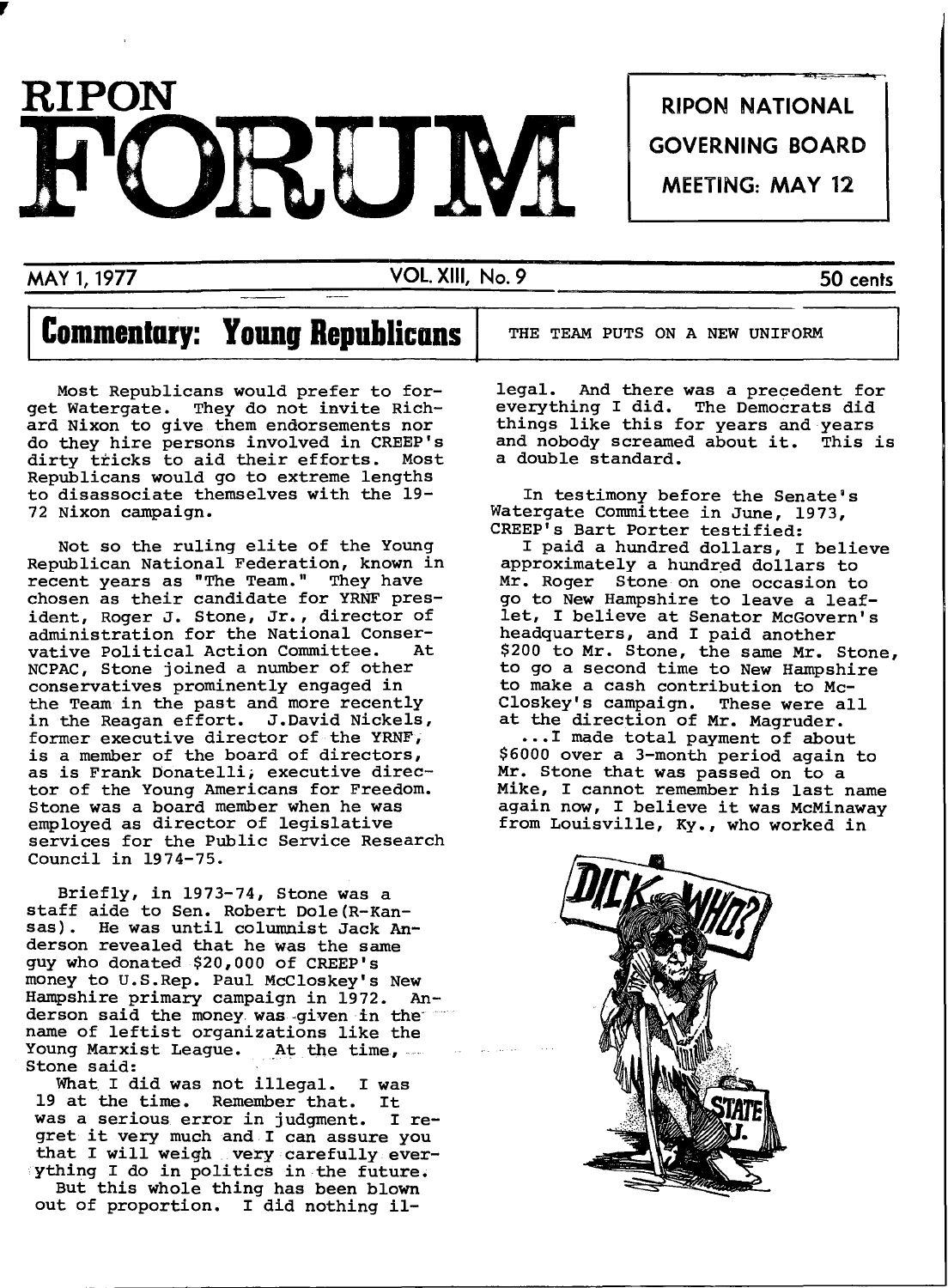# RIPON FORUM

**RIPON NATIONAL GOVERNING BOARD MEETING: MAY 12**

MAY 1, 1977 — VOL. XIII, No. 9 — 50 cents

## Commentary: Young Republicans

THE TEAM PUTS ON A NEW UNIFORM

Most Republicans would prefer to forget Watergate. They do not invite Richard Nixon to give them endorsements nor do they hire persons involved in CREEP's dirty tricks to aid their efforts. Most Republicans would go to extreme lengths to disassociate themselves with the 1972 Nixon campaign.

Not so the ruling elite of the Young Republican National Federation, known in recent years as "The Team." They have chosen as their candidate for YRNF president, Roger J. Stone, Jr., director of administration for the National Conservative Political Action Committee. At NCPAC, Stone joined a number of other conservatives prominently engaged in the Team in the past and more recently in the Reagan effort. J.David Nickels, former executive director of the YRNF, is a member of the board of directors, as is Frank Donatelli, executive director of the Young Americans for Freedom. Stone was a board member when he was employed as director of legislative services for the Public Service Research Council in 1974-75.

Briefly, in 1973-74, Stone was a staff aide to Sen. Robert Dole(R-Kansas). He was until columnist Jack Anderson revealed that he was the same guy who donated $20,000 of CREEP's money to U.S.Rep. Paul McCloskey's New Hampshire primary campaign in 1972. Anderson said the money was given in the name of leftist organizations like the Young Marxist League. At the time, Stone said:

> What I did was not illegal. I was 19 at the time. Remember that. It was a serious error in judgment. I regret it very much and I can assure you that I will weigh very carefully everything I do in politics in the future.
>
> But this whole thing has been blown out of proportion. I did nothing illegal. And there was a precedent for everything I did. The Democrats did things like this for years and years and nobody screamed about it. This is a double standard.

In testimony before the Senate's Watergate Committee in June, 1973, CREEP's Bart Porter testified:

> I paid a hundred dollars, I believe approximately a hundred dollars to Mr. Roger Stone on one occasion to go to New Hampshire to leave a leaflet, I believe at Senator McGovern's headquarters, and I paid another $200 to Mr. Stone, the same Mr. Stone, to go a second time to New Hampshire to make a cash contribution to McCloskey's campaign. These were all at the direction of Mr. Magruder.
>
> ...I made total payment of about $6000 over a 3-month period again to Mr. Stone that was passed on to a Mike, I cannot remember his last name again now, I believe it was McMinaway from Louisville, Ky., who worked in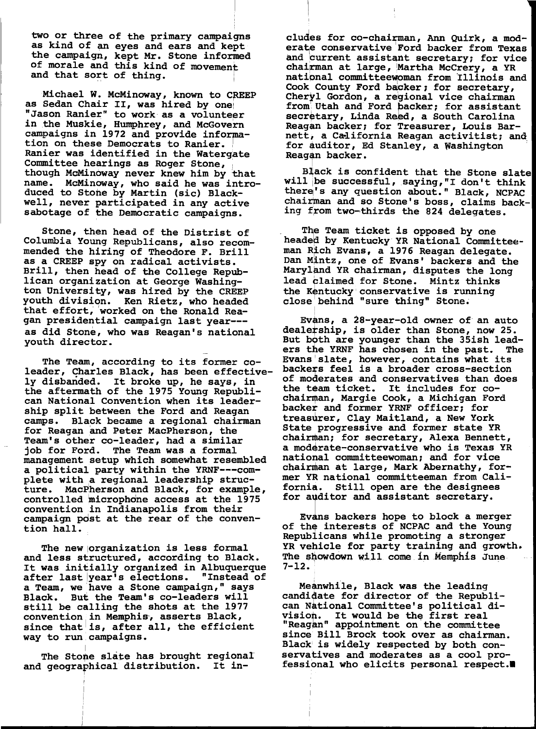two or three of the primary campaigns as kind of an eyes and ears and kept the campaign, kept Mr. Stone informed of morale and this kind of movement and that sort of thing.

Michael W. McMinoway, known to CREEP as Sedan Chair II, was hired by one "Jason Ranier" to work as a volunteer in the Muskie, Humphrey, and McGovern campaigns in 1972 and provide information on these Democrats to Ranier. Ranier was identified in the Watergate Committee hearings as Roger Stone, though McMinoway never knew him by that name. McMinoway, who said he was introduced to Stone by Martin (sic) Blackwell, never participated in any active sabotage of the Democratic campaigns.

Stone, then head of the Distrist of Columbia Young Republicans, also recommended the hiring of Theodore F. Brill as a CREEP spy on radical activists. Brill, then head of the College Republican organization at George Washington University, was hired by the CREEP youth division. Ken Rietz, who headed that effort, worked on the Ronald Reagan presidential campaign last year---as did Stone, who was Reagan's national youth director.

The Team, according to its former co-leader, Charles Black, has been effectively disbanded. It broke up, he says, in the aftermath of the 1975 Young Republican National Convention when its leadership split between the Ford and Reagan camps. Black became a regional chairman for Reagan and Peter MacPherson, the Team's other co-leader, had a similar job for Ford. The Team was a formal management setup which somewhat resembled a political party within the YRNF---complete with a regional leadership structure. MacPherson and Black, for example, controlled microphone access at the 1975 convention in Indianapolis from their campaign post at the rear of the convention hall.

The new organization is less formal and less structured, according to Black. It was initially organized in Albuquerque after last year's elections. "Instead of a Team, we have a Stone campaign," says Black. But the Team's co-leaders will still be calling the shots at the 1977 convention in Memphis, asserts Black, since that is, after all, the efficient way to run campaigns.

The Stone slate has brought regional and geographical distribution. It includes for co-chairman, Ann Quirk, a moderate conservative Ford backer from Texas and current assistant secretary; for vice chairman at large, Martha McCrery, a YR national committeewoman from Illinois and Cook County Ford backer; for secretary, Cheryl Gordon, a regional vice chairman from Utah and Ford backer; for assistant secretary, Linda Reed, a South Carolina Reagan backer; for Treasurer, Louis Barnett, a California Reagan activitist; and for auditor, Ed Stanley, a Washington Reagan backer.

Black is confident that the Stone slate will be successful, saying,"I don't think there's any question about." Black, NCPAC chairman and so Stone's boss, claims backing from two-thirds the 824 delegates.

The Team ticket is opposed by one headed by Kentucky YR National Committeeman Rich Evans, a 1976 Reagan delegate. Dan Mintz, one of Evans' backers and the Maryland YR chairman, disputes the long lead claimed for Stone. Mintz thinks the Kentucky conservative is running close behind "sure thing" Stone.

Evans, a 28-year-old owner of an auto dealership, is older than Stone, now 25. But both are younger than the 35ish leaders the YRNF has chosen in the past. The Evans slate, however, contains what its backers feel is a broader cross-section of moderates and conservatives than does the team ticket. It includes for co-chairman, Margie Cook, a Michigan Ford backer and former YRNF officer; for treasurer, Clay Maitland, a New York State progressive and former state YR chairman; for secretary, Alexa Bennett, a moderate-conservative who is Texas YR national committeewoman; and for vice chairman at large, Mark Abernathy, former YR national committeeman from California. Still open are the designees for auditor and assistant secretary.

Evans backers hope to block a merger of the interests of NCPAC and the Young Republicans while promoting a stronger YR vehicle for party training and growth. The showdown will come in Memphis June 7-12.

Meanwhile, Black was the leading candidate for director of the Republican National Committee's political division. It would be the first real "Reagan" appointment on the committee since Bill Brock took over as chairman. Black is widely respected by both conservatives and moderates as a cool professional who elicits personal respect.■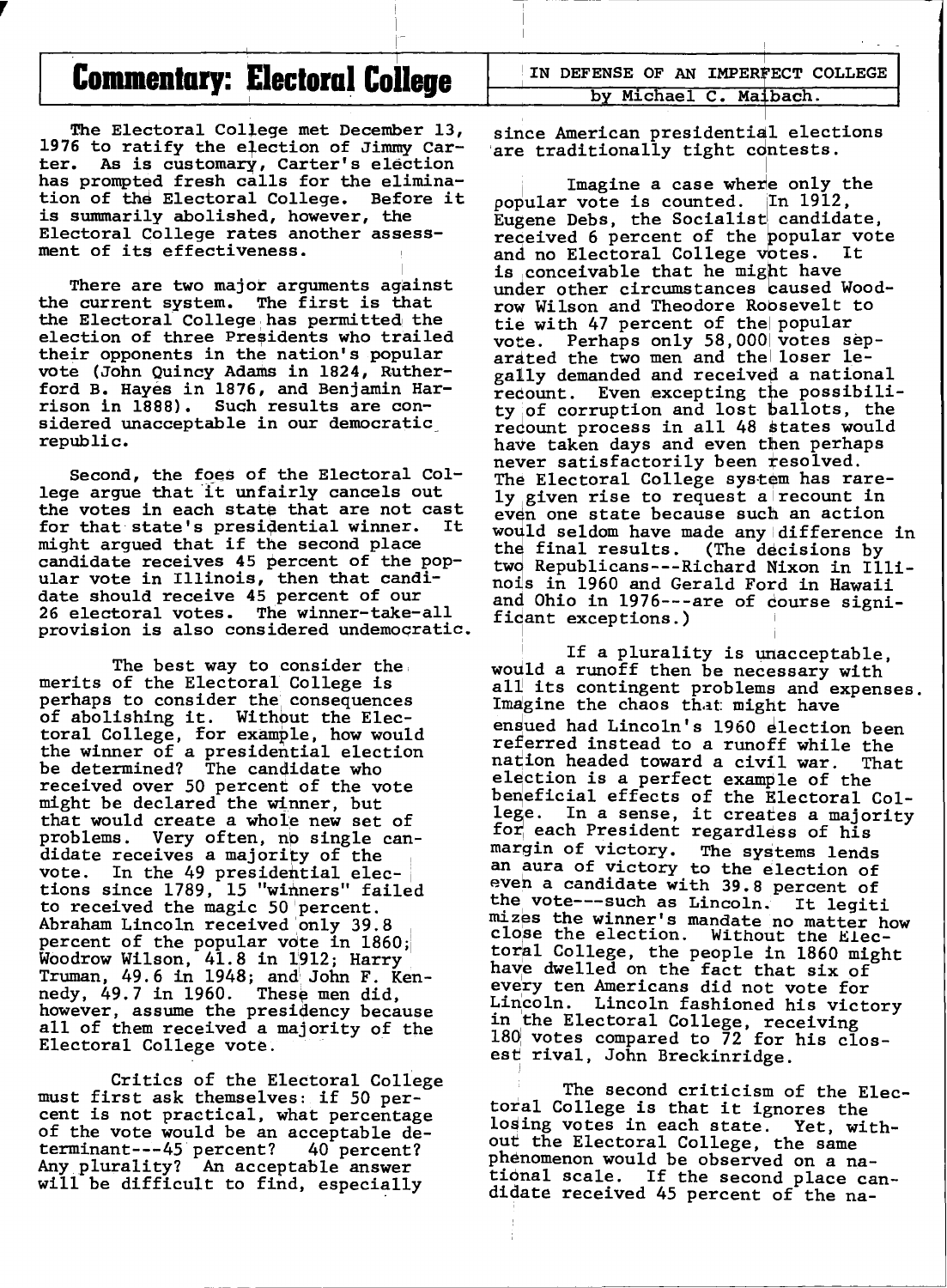# Commentary: Electoral College

## IN DEFENSE OF AN IMPERFECT COLLEGE

by Michael C. Maibach.

The Electoral College met December 13, 1976 to ratify the election of Jimmy Carter. As is customary, Carter's election has prompted fresh calls for the elimination of the Electoral College. Before it is summarily abolished, however, the Electoral College rates another assessment of its effectiveness.

There are two major arguments against the current system. The first is that the Electoral College has permitted the election of three Presidents who trailed their opponents in the nation's popular vote (John Quincy Adams in 1824, Rutherford B. Hayes in 1876, and Benjamin Harrison in 1888). Such results are considered unacceptable in our democratic republic.

Second, the foes of the Electoral College argue that it unfairly cancels out the votes in each state that are not cast for that state's presidential winner. It might argued that if the second place candidate receives 45 percent of the popular vote in Illinois, then that candidate should receive 45 percent of our 26 electoral votes. The winner-take-all provision is also considered undemocratic.

The best way to consider the merits of the Electoral College is perhaps to consider the consequences of abolishing it. Without the Electoral College, for example, how would the winner of a presidential election be determined? The candidate who received over 50 percent of the vote might be declared the winner, but that would create a whole new set of problems. Very often, no single candidate receives a majority of the vote. In the 49 presidential elections since 1789, 15 "winners" failed to received the magic 50 percent. Abraham Lincoln received only 39.8 percent of the popular vote in 1860; Woodrow Wilson, 41.8 in 1912; Harry Truman, 49.6 in 1948; and John F. Kennedy, 49.7 in 1960. These men did, however, assume the presidency because all of them received a majority of the Electoral College vote.

Critics of the Electoral College must first ask themselves: if 50 percent is not practical, what percentage of the vote would be an acceptable determinant---45 percent? 40 percent? Any plurality? An acceptable answer will be difficult to find, especially since American presidential elections are traditionally tight contests.

Imagine a case where only the popular vote is counted. In 1912, Eugene Debs, the Socialist candidate, received 6 percent of the popular vote and no Electoral College votes. It is conceivable that he might have under other circumstances caused Woodrow Wilson and Theodore Roosevelt to tie with 47 percent of the popular vote. Perhaps only 58,000 votes separated the two men and the loser legally demanded and received a national recount. Even excepting the possibility of corruption and lost ballots, the recount process in all 48 states would have taken days and even then perhaps never satisfactorily been resolved. The Electoral College system has rarely given rise to request a recount in even one state because such an action would seldom have made any difference in the final results. (The decisions by two Republicans---Richard Nixon in Illinois in 1960 and Gerald Ford in Hawaii and Ohio in 1976---are of course significant exceptions.)

If a plurality is unacceptable, would a runoff then be necessary with all its contingent problems and expenses. Imagine the chaos that might have ensued had Lincoln's 1960 election been referred instead to a runoff while the nation headed toward a civil war. That election is a perfect example of the beneficial effects of the Electoral College. In a sense, it creates a majority for each President regardless of his margin of victory. The systems lends an aura of victory to the election of even a candidate with 39.8 percent of the vote---such as Lincoln. It legitimizes the winner's mandate no matter how close the election. Without the Electoral College, the people in 1860 might have dwelled on the fact that six of every ten Americans did not vote for Lincoln. Lincoln fashioned his victory in the Electoral College, receiving 180 votes compared to 72 for his closest rival, John Breckinridge.

The second criticism of the Electoral College is that it ignores the losing votes in each state. Yet, without the Electoral College, the same phenomenon would be observed on a national scale. If the second place candidate received 45 percent of the na-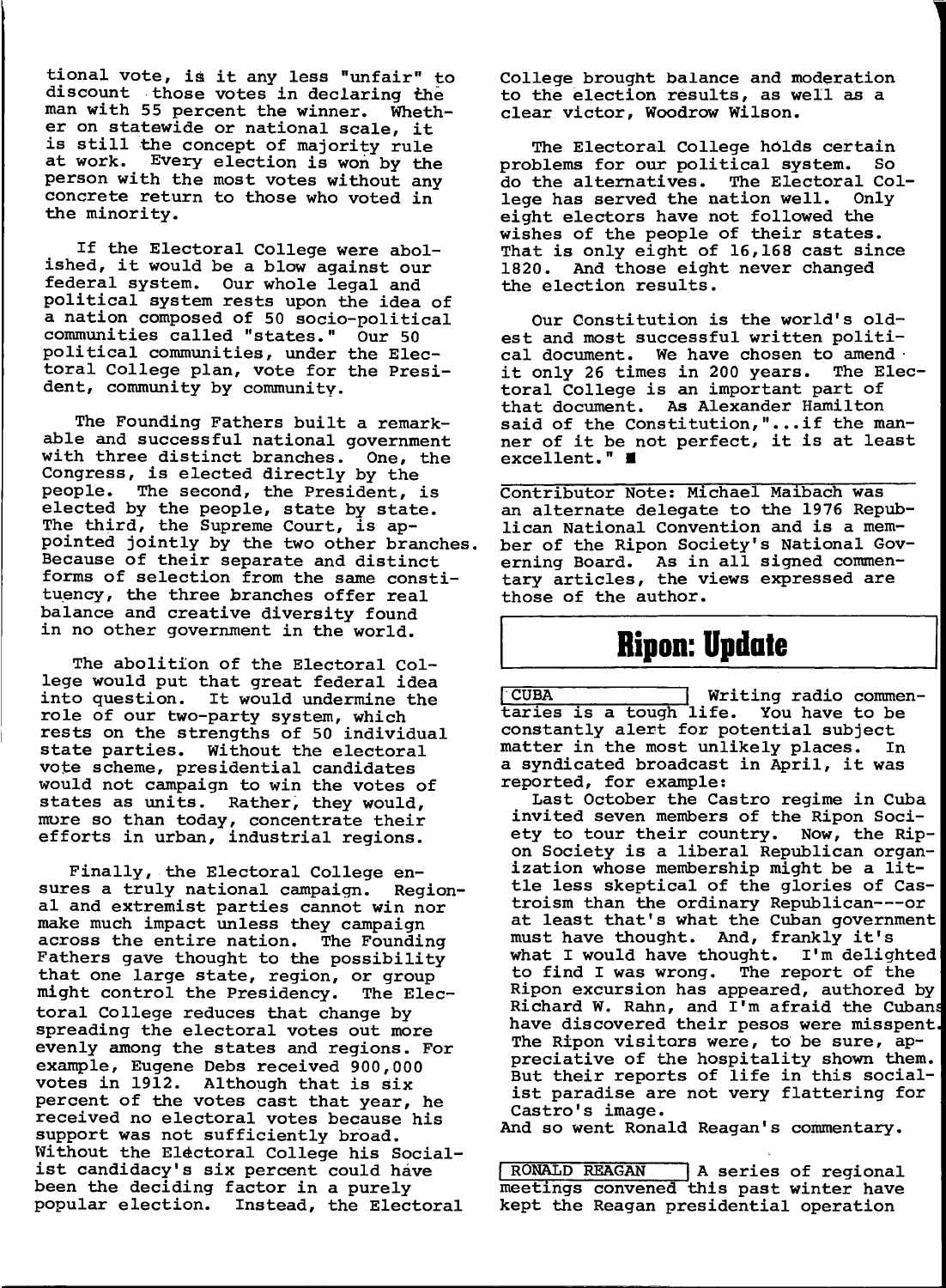tional vote, is it any less "unfair" to discount those votes in declaring the man with 55 percent the winner. Whether on statewide or national scale, it is still the concept of majority rule at work. Every election is won by the person with the most votes without any concrete return to those who voted in the minority.

If the Electoral College were abolished, it would be a blow against our federal system. Our whole legal and political system rests upon the idea of a nation composed of 50 socio-political communities called "states." Our 50 political communities, under the Electoral College plan, vote for the President, community by community.

The Founding Fathers built a remarkable and successful national government with three distinct branches. One, the Congress, is elected directly by the people. The second, the President, is elected by the people, state by state. The third, the Supreme Court, is appointed jointly by the two other branches. Because of their separate and distinct forms of selection from the same constituency, the three branches offer real balance and creative diversity found in no other government in the world.

The abolition of the Electoral College would put that great federal idea into question. It would undermine the role of our two-party system, which rests on the strengths of 50 individual state parties. Without the electoral vote scheme, presidential candidates would not campaign to win the votes of states as units. Rather, they would, more so than today, concentrate their efforts in urban, industrial regions.

Finally, the Electoral College ensures a truly national campaign. Regional and extremist parties cannot win nor make much impact unless they campaign across the entire nation. The Founding Fathers gave thought to the possibility that one large state, region, or group might control the Presidency. The Electoral College reduces that change by spreading the electoral votes out more evenly among the states and regions. For example, Eugene Debs received 900,000 votes in 1912. Although that is six percent of the votes cast that year, he received no electoral votes because his support was not sufficiently broad. Without the Electoral College his Socialist candidacy's six percent could have been the deciding factor in a purely popular election. Instead, the Electoral College brought balance and moderation to the election results, as well as a clear victor, Woodrow Wilson.

The Electoral College holds certain problems for our political system. So do the alternatives. The Electoral College has served the nation well. Only eight electors have not followed the wishes of the people of their states. That is only eight of 16,168 cast since 1820. And those eight never changed the election results.

Our Constitution is the world's oldest and most successful written political document. We have chosen to amend it only 26 times in 200 years. The Electoral College is an important part of that document. As Alexander Hamilton said of the Constitution, "...if the manner of it be not perfect, it is at least excellent." ■

Contributor Note: Michael Maibach was an alternate delegate to the 1976 Republican National Convention and is a member of the Ripon Society's National Governing Board. As in all signed commentary articles, the views expressed are those of the author.

# Ripon: Update

**CUBA** Writing radio commentaries is a tough life. You have to be constantly alert for potential subject matter in the most unlikely places. In a syndicated broadcast in April, it was reported, for example:

Last October the Castro regime in Cuba invited seven members of the Ripon Society to tour their country. Now, the Ripon Society is a liberal Republican organization whose membership might be a little less skeptical of the glories of Castroism than the ordinary Republican---or at least that's what the Cuban government must have thought. And, frankly it's what I would have thought. I'm delighted to find I was wrong. The report of the Ripon excursion has appeared, authored by Richard W. Rahn, and I'm afraid the Cubans have discovered their pesos were misspent. The Ripon visitors were, to be sure, appreciative of the hospitality shown them. But their reports of life in this socialist paradise are not very flattering for Castro's image.

And so went Ronald Reagan's commentary.

**RONALD REAGAN** A series of regional meetings convened this past winter have kept the Reagan presidential operation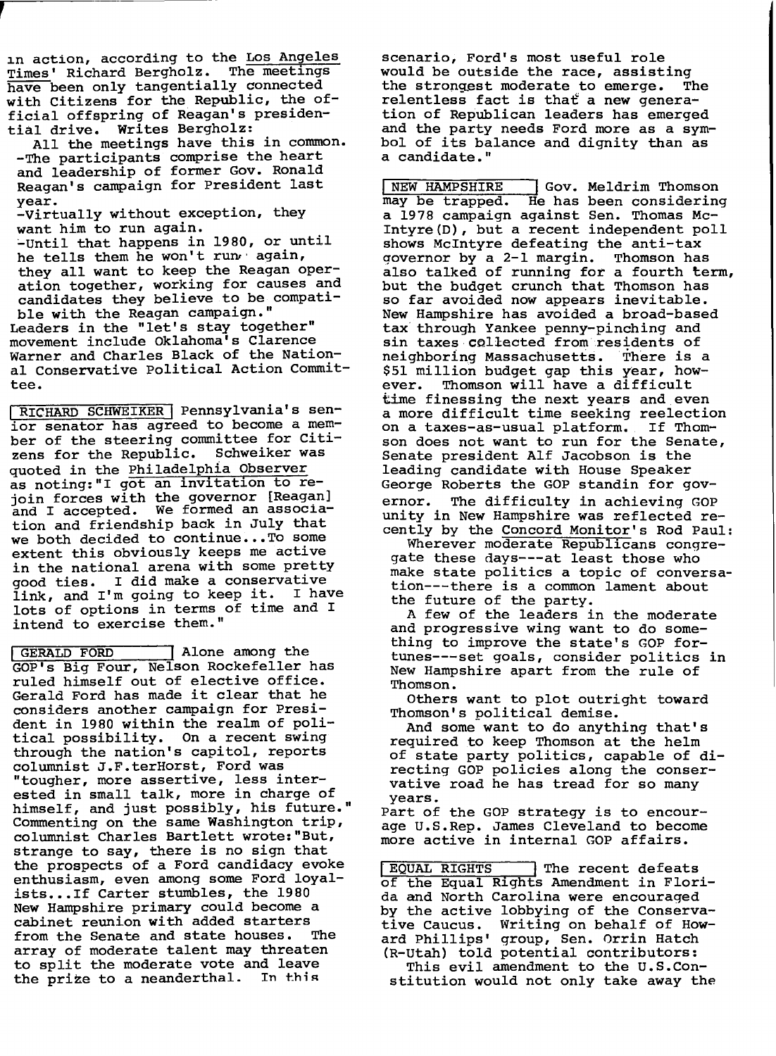in action, according to the Los Angeles Times' Richard Bergholz. The meetings have been only tangentially connected with Citizens for the Republic, the official offspring of Reagan's presidential drive. Writes Bergholz:

> All the meetings have this in common.
> -The participants comprise the heart and leadership of former Gov. Ronald Reagan's campaign for President last year.
> -Virtually without exception, they want him to run again.
> -Until that happens in 1980, or until he tells them he won't run again, they all want to keep the Reagan operation together, working for causes and candidates they believe to be compatible with the Reagan campaign."

Leaders in the "let's stay together" movement include Oklahoma's Clarence Warner and Charles Black of the National Conservative Political Action Committee.

**RICHARD SCHWEIKER** Pennsylvania's senior senator has agreed to become a member of the steering committee for Citizens for the Republic. Schweiker was quoted in the Philadelphia Observer as noting: "I got an invitation to rejoin forces with the governor [Reagan] and I accepted. We formed an association and friendship back in July that we both decided to continue...To some extent this obviously keeps me active in the national arena with some pretty good ties. I did make a conservative link, and I'm going to keep it. I have lots of options in terms of time and I intend to exercise them."

**GERALD FORD** Alone among the GOP's Big Four, Nelson Rockefeller has ruled himself out of elective office. Gerald Ford has made it clear that he considers another campaign for President in 1980 within the realm of political possibility. On a recent swing through the nation's capitol, reports columnist J.F.terHorst, Ford was "tougher, more assertive, less interested in small talk, more in charge of himself, and just possibly, his future." Commenting on the same Washington trip, columnist Charles Bartlett wrote: "But, strange to say, there is no sign that the prospects of a Ford candidacy evoke enthusiasm, even among some Ford loyalists...If Carter stumbles, the 1980 New Hampshire primary could become a cabinet reunion with added starters from the Senate and state houses. The array of moderate talent may threaten to split the moderate vote and leave the prize to a neanderthal. In this scenario, Ford's most useful role would be outside the race, assisting the strongest moderate to emerge. The relentless fact is that a new generation of Republican leaders has emerged and the party needs Ford more as a symbol of its balance and dignity than as a candidate."

**NEW HAMPSHIRE** Gov. Meldrim Thomson may be trapped. He has been considering a 1978 campaign against Sen. Thomas McIntyre (D), but a recent independent poll shows McIntyre defeating the anti-tax governor by a 2-1 margin. Thomson has also talked of running for a fourth term, but the budget crunch that Thomson has so far avoided now appears inevitable. New Hampshire has avoided a broad-based tax through Yankee penny-pinching and sin taxes collected from residents of neighboring Massachusetts. There is a \$51 million budget gap this year, however. Thomson will have a difficult time finessing the next years and even a more difficult time seeking reelection on a taxes-as-usual platform. If Thomson does not want to run for the Senate, Senate president Alf Jacobson is the leading candidate with House Speaker George Roberts the GOP standin for governor. The difficulty in achieving GOP unity in New Hampshire was reflected recently by the Concord Monitor's Rod Paul:

> Wherever moderate Republicans congregate these days---at least those who make state politics a topic of conversation---there is a common lament about the future of the party.
>
> A few of the leaders in the moderate and progressive wing want to do something to improve the state's GOP fortunes---set goals, consider politics in New Hampshire apart from the rule of Thomson.
>
> Others want to plot outright toward Thomson's political demise.
>
> And some want to do anything that's required to keep Thomson at the helm of state party politics, capable of directing GOP policies along the conservative road he has tread for so many years.

Part of the GOP strategy is to encourage U.S.Rep. James Cleveland to become more active in internal GOP affairs.

**EQUAL RIGHTS** The recent defeats of the Equal Rights Amendment in Florida and North Carolina were encouraged by the active lobbying of the Conservative Caucus. Writing on behalf of Howard Phillips' group, Sen. Orrin Hatch (R-Utah) told potential contributors:

> This evil amendment to the U.S.Constitution would not only take away the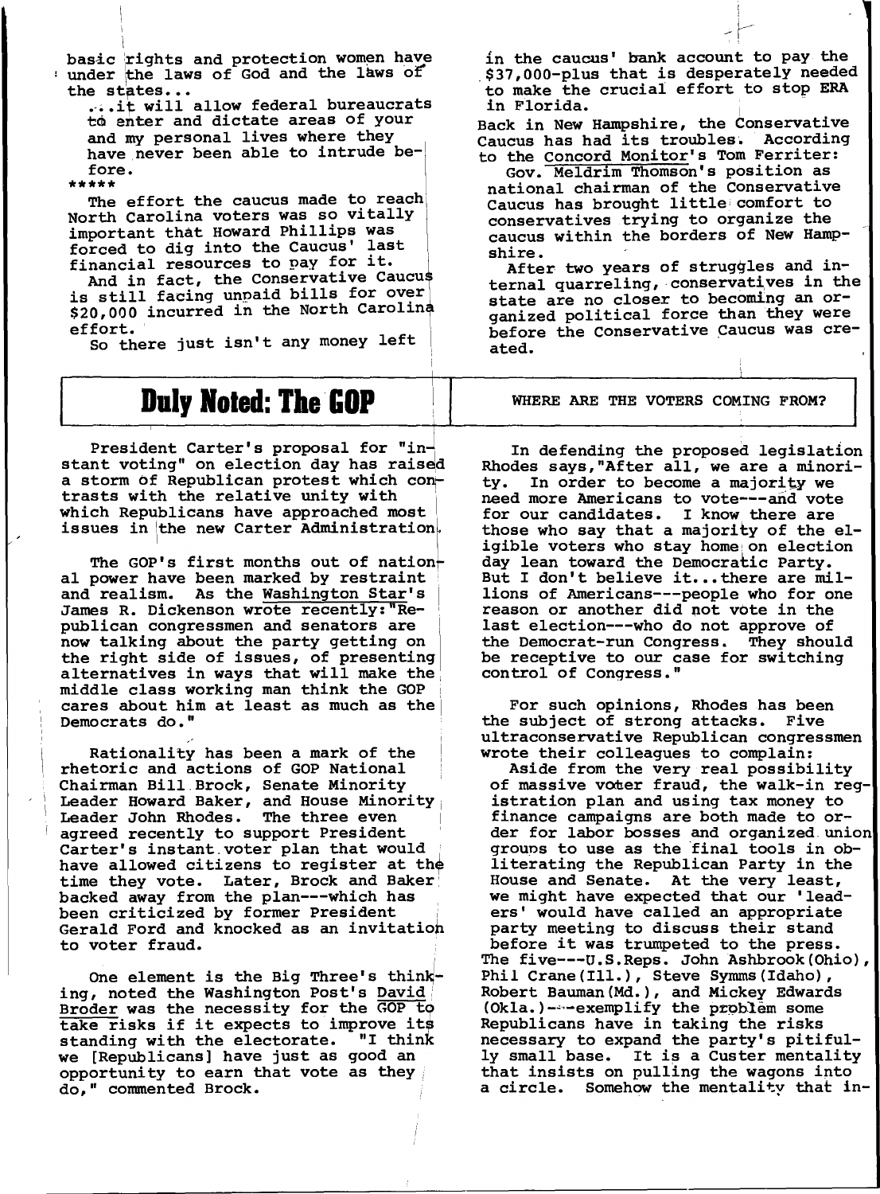basic rights and protection women have under the laws of God and the laws of the states...

...it will allow federal bureaucrats to enter and dictate areas of your and my personal lives where they have never been able to intrude before.

*****

The effort the caucus made to reach North Carolina voters was so vitally important that Howard Phillips was forced to dig into the Caucus' last financial resources to pay for it.

And in fact, the Conservative Caucus is still facing unpaid bills for over $20,000 incurred in the North Carolina effort.

So there just isn't any money left in the caucus' bank account to pay the $37,000-plus that is desperately needed to make the crucial effort to stop ERA in Florida.

Back in New Hampshire, the Conservative Caucus has had its troubles. According to the Concord Monitor's Tom Ferriter:

Gov. Meldrim Thomson's position as national chairman of the Conservative Caucus has brought little comfort to conservatives trying to organize the caucus within the borders of New Hampshire.

After two years of struggles and internal quarreling, conservatives in the state are no closer to becoming an organized political force than they were before the Conservative Caucus was created.

# Duly Noted: The GOP

## WHERE ARE THE VOTERS COMING FROM?

President Carter's proposal for "instant voting" on election day has raised a storm of Republican protest which contrasts with the relative unity with which Republicans have approached most issues in the new Carter Administration.

The GOP's first months out of national power have been marked by restraint and realism. As the Washington Star's James R. Dickenson wrote recently: "Republican congressmen and senators are now talking about the party getting on the right side of issues, of presenting alternatives in ways that will make the middle class working man think the GOP cares about him at least as much as the Democrats do."

Rationality has been a mark of the rhetoric and actions of GOP National Chairman Bill Brock, Senate Minority Leader Howard Baker, and House Minority Leader John Rhodes. The three even agreed recently to support President Carter's instant voter plan that would have allowed citizens to register at the time they vote. Later, Brock and Baker backed away from the plan---which has been criticized by former President Gerald Ford and knocked as an invitation to voter fraud.

One element is the Big Three's thinking, noted the Washington Post's David Broder was the necessity for the GOP to take risks if it expects to improve its standing with the electorate. "I think we [Republicans] have just as good an opportunity to earn that vote as they do," commented Brock.

In defending the proposed legislation Rhodes says, "After all, we are a minority. In order to become a majority we need more Americans to vote---and vote for our candidates. I know there are those who say that a majority of the eligible voters who stay home on election day lean toward the Democratic Party. But I don't believe it...there are millions of Americans---people who for one reason or another did not vote in the last election---who do not approve of the Democrat-run Congress. They should be receptive to our case for switching control of Congress."

For such opinions, Rhodes has been the subject of strong attacks. Five ultraconservative Republican congressmen wrote their colleagues to complain:

Aside from the very real possibility of massive voter fraud, the walk-in registration plan and using tax money to finance campaigns are both made to order for labor bosses and organized union groups to use as the final tools in obliterating the Republican Party in the House and Senate. At the very least, we might have expected that our 'leaders' would have called an appropriate party meeting to discuss their stand before it was trumpeted to the press.

The five---U.S.Reps. John Ashbrook(Ohio), Phil Crane(Ill.), Steve Symms(Idaho), Robert Bauman(Md.), and Mickey Edwards (Okla.)---exemplify the problem some Republicans have in taking the risks necessary to expand the party's pitifully small base. It is a Custer mentality that insists on pulling the wagons into a circle. Somehow the mentality that in-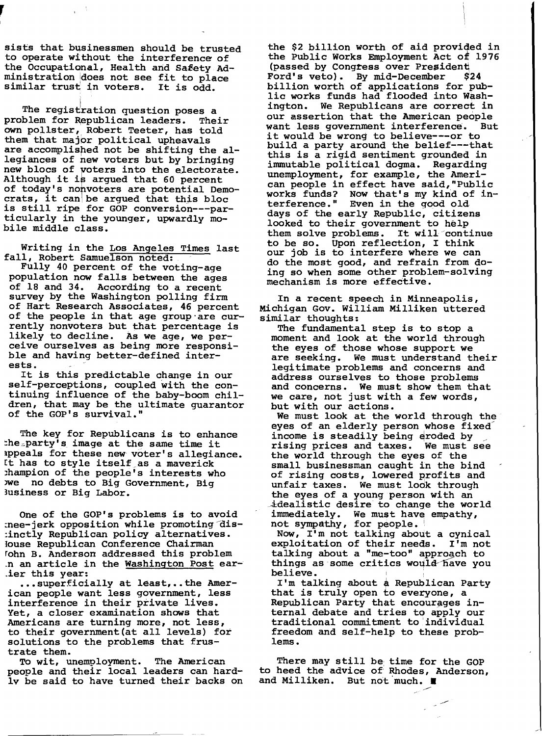sists that businessmen should be trusted to operate without the interference of the Occupational, Health and Safety Administration does not see fit to place similar trust in voters. It is odd.

The registration question poses a problem for Republican leaders. Their own pollster, Robert Teeter, has told them that major political upheavals are accomplished not be shifting the allegiances of new voters but by bringing new blocs of voters into the electorate. Although it is argued that 60 percent of today's nonvoters are potential Democrats, it can be argued that this bloc is still ripe for GOP conversion---particularly in the younger, upwardly mobile middle class.

Writing in the Los Angeles Times last fall, Robert Samuelson noted:

> Fully 40 percent of the voting-age population now falls between the ages of 18 and 34. According to a recent survey by the Washington polling firm of Hart Research Associates, 46 percent of the people in that age group are currently nonvoters but that percentage is likely to decline. As we age, we perceive ourselves as being more responsible and having better-defined interests.
>
> It is this predictable change in our self-perceptions, coupled with the continuing influence of the baby-boom children, that may be the ultimate guarantor of the GOP's survival."

The key for Republicans is to enhance the party's image at the same time it appeals for these new voter's allegiance. It has to style itself as a maverick champion of the people's interests who owe no debts to Big Government, Big Business or Big Labor.

One of the GOP's problems is to avoid knee-jerk opposition while promoting distinctly Republican policy alternatives. House Republican Conference Chairman John B. Anderson addressed this problem in an article in the Washington Post earlier this year:

> ...superficially at least,..the American people want less government, less interference in their private lives. Yet, a closer examination shows that Americans are turning more, not less, to their government(at all levels) for solutions to the problems that frustrate them.
>
> To wit, unemployment. The American people and their local leaders can hardly be said to have turned their backs on the $2 billion worth of aid provided in the Public Works Employment Act of 1976 (passed by Congress over President Ford's veto). By mid-December $24 billion worth of applications for public works funds had flooded into Washington. We Republicans are correct in our assertion that the American people want less government interference. But it would be wrong to believe---or to build a party around the belief---that this is a rigid sentiment grounded in immutable political dogma. Regarding unemployment, for example, the American people in effect have said,"Public works funds? Now that's my kind of interference." Even in the good old days of the early Republic, citizens looked to their government to help them solve problems. It will continue to be so. Upon reflection, I think our job is to interfere where we can do the most good, and refrain from doing so when some other problem-solving mechanism is more effective.

In a recent speech in Minneapolis, Michigan Gov. William Milliken uttered similar thoughts:

> The fundamental step is to stop a moment and look at the world through the eyes of those whose support we are seeking. We must understand their legitimate problems and concerns and address ourselves to those problems and concerns. We must show them that we care, not just with a few words, but with our actions.
>
> We must look at the world through the eyes of an elderly person whose fixed income is steadily being eroded by rising prices and taxes. We must see the world through the eyes of the small businessman caught in the bind of rising costs, lowered profits and unfair taxes. We must look through the eyes of a young person with an idealistic desire to change the world immediately. We must have empathy, not sympathy, for people.
>
> Now, I'm not talking about a cynical exploitation of their needs. I'm not talking about a "me-too" approach to things as some critics would have you believe.
>
> I'm talking about a Republican Party that is truly open to everyone, a Republican Party that encourages internal debate and tries to apply our traditional commitment to individual freedom and self-help to these problems.

There may still be time for the GOP to heed the advice of Rhodes, Anderson, and Milliken. But not much. ■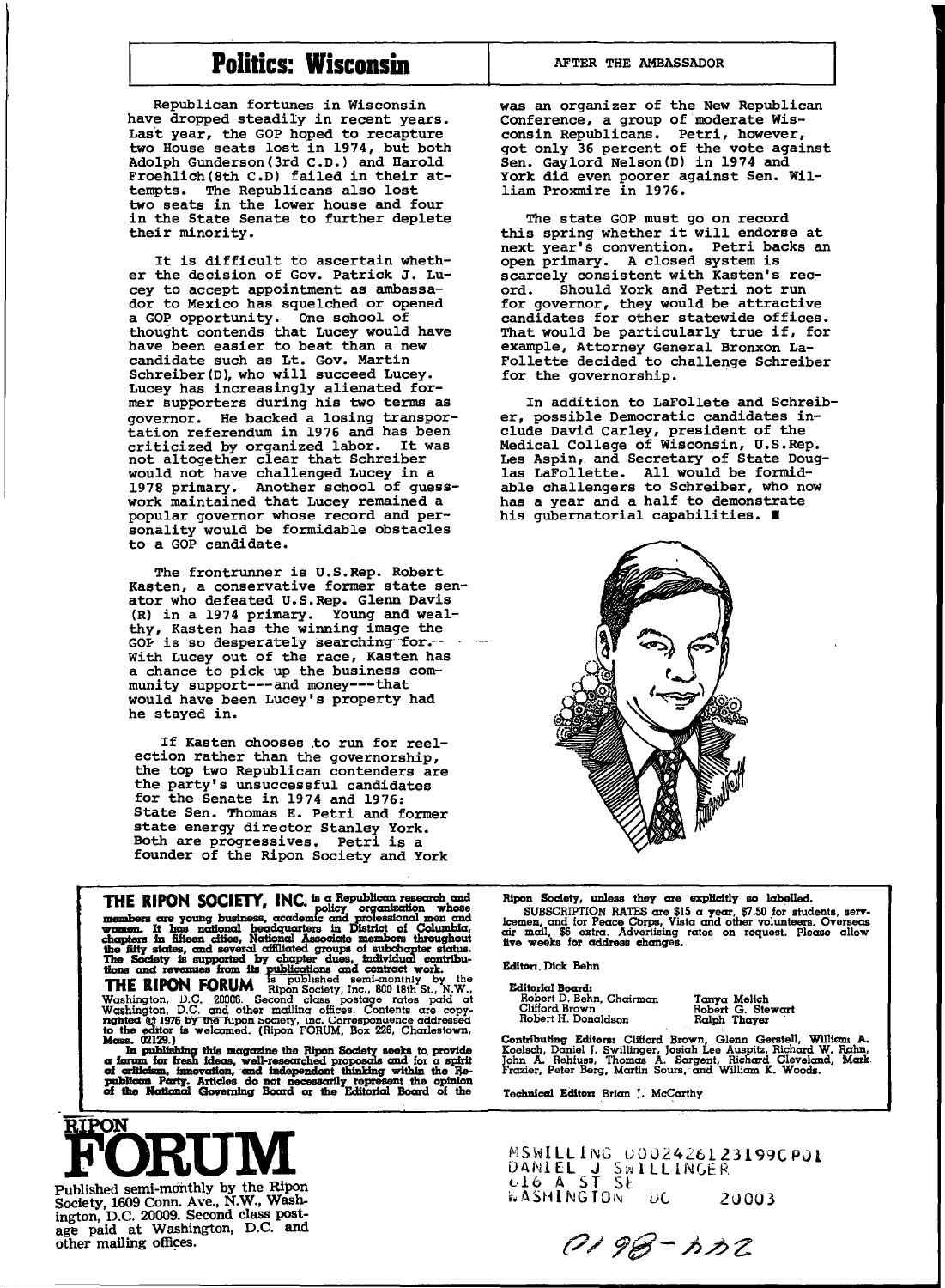# Politics: Wisconsin

AFTER THE AMBASSADOR

Republican fortunes in Wisconsin have dropped steadily in recent years. Last year, the GOP hoped to recapture two House seats lost in 1974, but both Adolph Gunderson(3rd C.D.) and Harold Froehlich(8th C.D) failed in their attempts. The Republicans also lost two seats in the lower house and four in the State Senate to further deplete their minority.

It is difficult to ascertain whether the decision of Gov. Patrick J. Lucey to accept appointment as ambassador to Mexico has squelched or opened a GOP opportunity. One school of thought contends that Lucey would have have been easier to beat than a new candidate such as Lt. Gov. Martin Schreiber(D), who will succeed Lucey. Lucey has increasingly alienated former supporters during his two terms as governor. He backed a losing transportation referendum in 1976 and has been criticized by organized labor. It was not altogether clear that Schreiber would not have challenged Lucey in a 1978 primary. Another school of guesswork maintained that Lucey remained a popular governor whose record and personality would be formidable obstacles to a GOP candidate.

The frontrunner is U.S.Rep. Robert Kasten, a conservative former state senator who defeated U.S.Rep. Glenn Davis (R) in a 1974 primary. Young and wealthy, Kasten has the winning image the GOP is so desperately searching for. With Lucey out of the race, Kasten has a chance to pick up the business community support---and money---that would have been Lucey's property had he stayed in.

If Kasten chooses to run for reelection rather than the governorship, the top two Republican contenders are the party's unsuccessful candidates for the Senate in 1974 and 1976: State Sen. Thomas E. Petri and former state energy director Stanley York. Both are progressives. Petri is a founder of the Ripon Society and York was an organizer of the New Republican Conference, a group of moderate Wisconsin Republicans. Petri, however, got only 36 percent of the vote against Sen. Gaylord Nelson(D) in 1974 and York did even poorer against Sen. William Proxmire in 1976.

The state GOP must go on record this spring whether it will endorse at next year's convention. Petri backs an open primary. A closed system is scarcely consistent with Kasten's record. Should York and Petri not run for governor, they would be attractive candidates for other statewide offices. That would be particularly true if, for example, Attorney General Bronxon LaFollette decided to challenge Schreiber for the governorship.

In addition to LaFollete and Schreiber, possible Democratic candidates include David Carley, president of the Medical College of Wisconsin, U.S.Rep. Les Aspin, and Secretary of State Douglas LaFollette. All would be formidable challengers to Schreiber, who now has a year and a half to demonstrate his gubernatorial capabilities. ■

**THE RIPON SOCIETY, INC.** is a Republican research and policy organization whose members are young business, academic and professional men and women. It has national headquarters in District of Columbia, chapters in fifteen cities, National Associate members throughout the fifty states, and several affiliated groups of subchapter status. The Society is supported by chapter dues, individual contributions and revenues from its publications and contract work.

**THE RIPON FORUM** is published semi-monthly by the Ripon Society, Inc., 800 18th St., N.W., Washington, D.C. 20006. Second class postage rates paid at Washington, D.C. and other mailing offices. Contents are copyrighted © 1976 by the Ripon Society, Inc. Correspondence addressed to the editor is welcomed. (Ripon FORUM, Box 226, Charlestown, Mass. 02129.)

In publishing this magazine the Ripon Society seeks to provide a forum for fresh ideas, well-researched proposals and for a spirit of criticism, innovation, and independent thinking within the Republican Party. Articles do not necessarily represent the opinion of the National Governing Board or the Editorial Board of the Ripon Society, unless they are explicitly so labelled.

SUBSCRIPTION RATES are $15 a year, $7.50 for students, servicemen, and for Peace Corps, Vista and other volunteers. Overseas air mail, $6 extra. Advertising rates on request. Please allow five weeks for address changes.

Editor: Dick Behn

Editorial Board:
Robert D. Behn, Chairman
Clifford Brown
Robert H. Donaldson
Tanya Melich
Robert G. Stewart
Ralph Thayer

Contributing Editors: Clifford Brown, Glenn Gerstell, William A. Koelsch, Daniel J. Swillinger, Josiah Lee Auspitz, Richard W. Rahn, John A. Rehfuss, Thomas A. Sargent, Richard Cleveland, Mark Frazier, Peter Berg, Martin Sours, and William K. Woods.

Technical Editor: Brian J. McCarthy

**RIPON FORUM**

Published semi-monthly by the Ripon Society, 1609 Conn. Ave., N.W., Washington, D.C. 20009. Second class postage paid at Washington, D.C. and other mailing offices.

MSWILLING 00024261 23199C P01
DANIEL J SWILLINGER
216 A ST SE
WASHINGTON DC 20003

01 98 - ND2